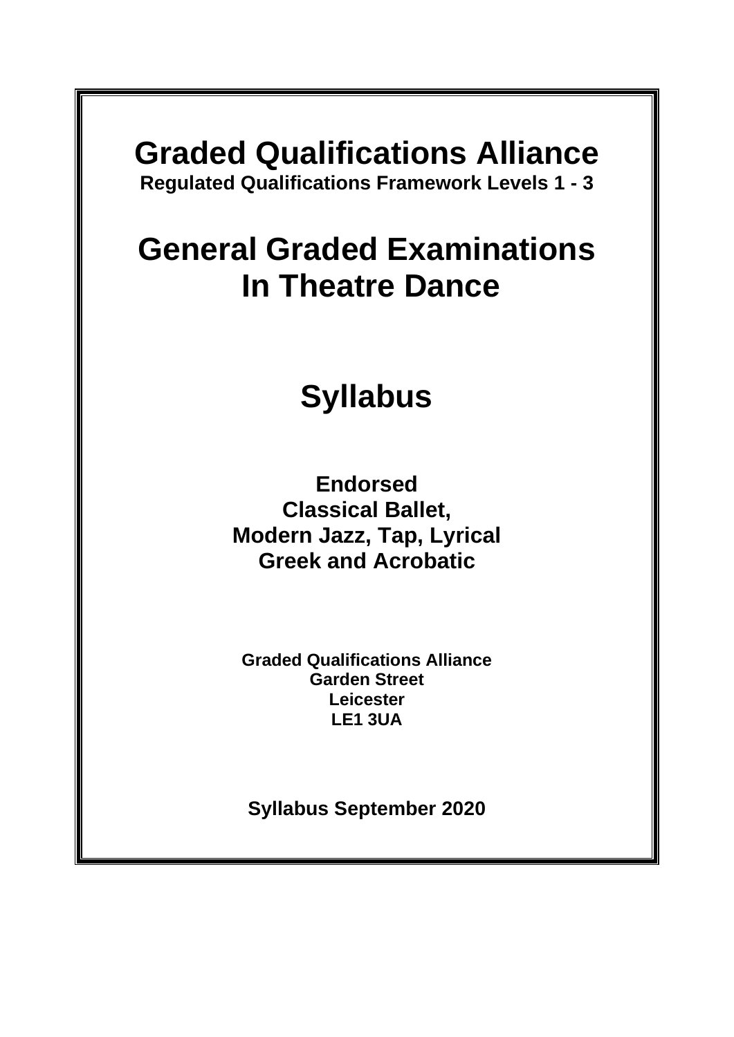# Graded Qualifications Alliance

**Regulated Qualifications Framework Levels 1 - 3**

# General Graded Examinations In Theatre Dance

# Syllabus

**Endorsed**
**Classical Ballet,**
**Modern Jazz, Tap, Lyrical**
**Greek and Acrobatic**

**Graded Qualifications Alliance**
**Garden Street**
**Leicester**
**LE1 3UA**

**Syllabus September 2020**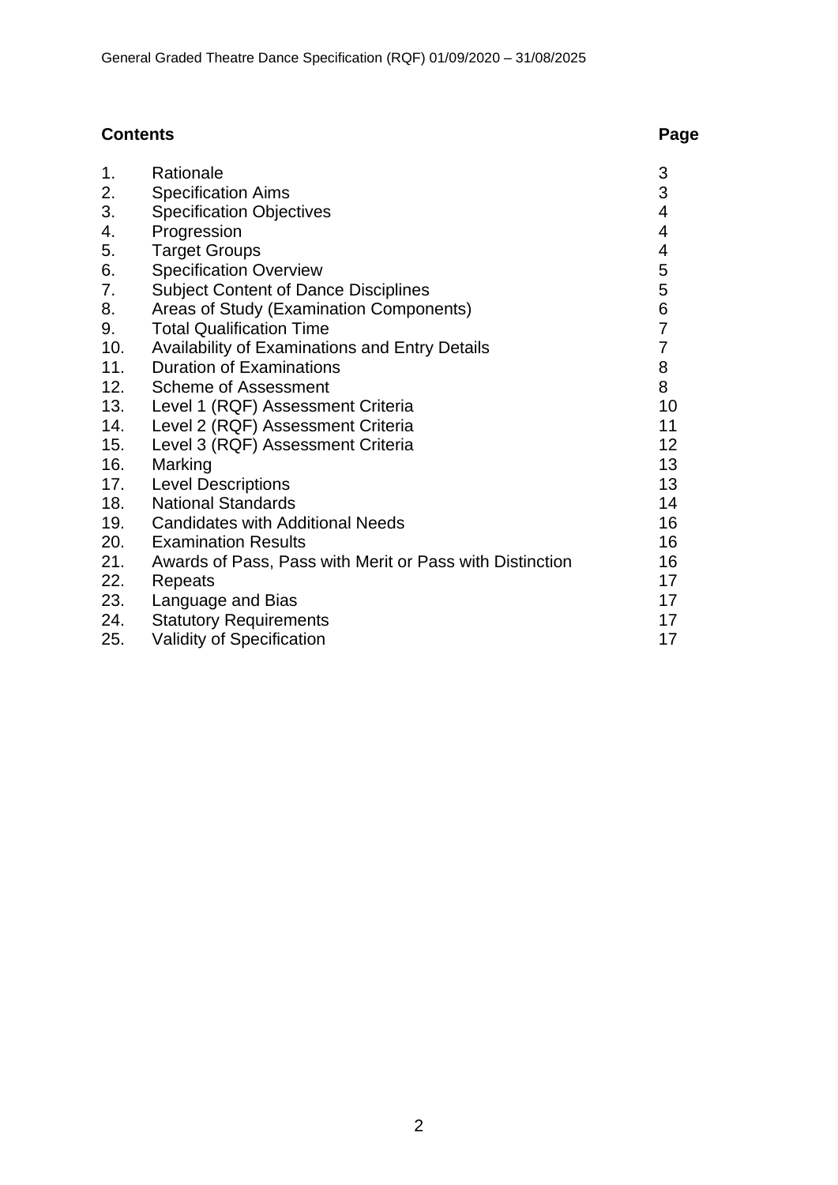## Contents

| | | Page |
|---|---|---|
| 1. | Rationale | 3 |
| 2. | Specification Aims | 3 |
| 3. | Specification Objectives | 4 |
| 4. | Progression | 4 |
| 5. | Target Groups | 4 |
| 6. | Specification Overview | 5 |
| 7. | Subject Content of Dance Disciplines | 5 |
| 8. | Areas of Study (Examination Components) | 6 |
| 9. | Total Qualification Time | 7 |
| 10. | Availability of Examinations and Entry Details | 7 |
| 11. | Duration of Examinations | 8 |
| 12. | Scheme of Assessment | 8 |
| 13. | Level 1 (RQF) Assessment Criteria | 10 |
| 14. | Level 2 (RQF) Assessment Criteria | 11 |
| 15. | Level 3 (RQF) Assessment Criteria | 12 |
| 16. | Marking | 13 |
| 17. | Level Descriptions | 13 |
| 18. | National Standards | 14 |
| 19. | Candidates with Additional Needs | 16 |
| 20. | Examination Results | 16 |
| 21. | Awards of Pass, Pass with Merit or Pass with Distinction | 16 |
| 22. | Repeats | 17 |
| 23. | Language and Bias | 17 |
| 24. | Statutory Requirements | 17 |
| 25. | Validity of Specification | 17 |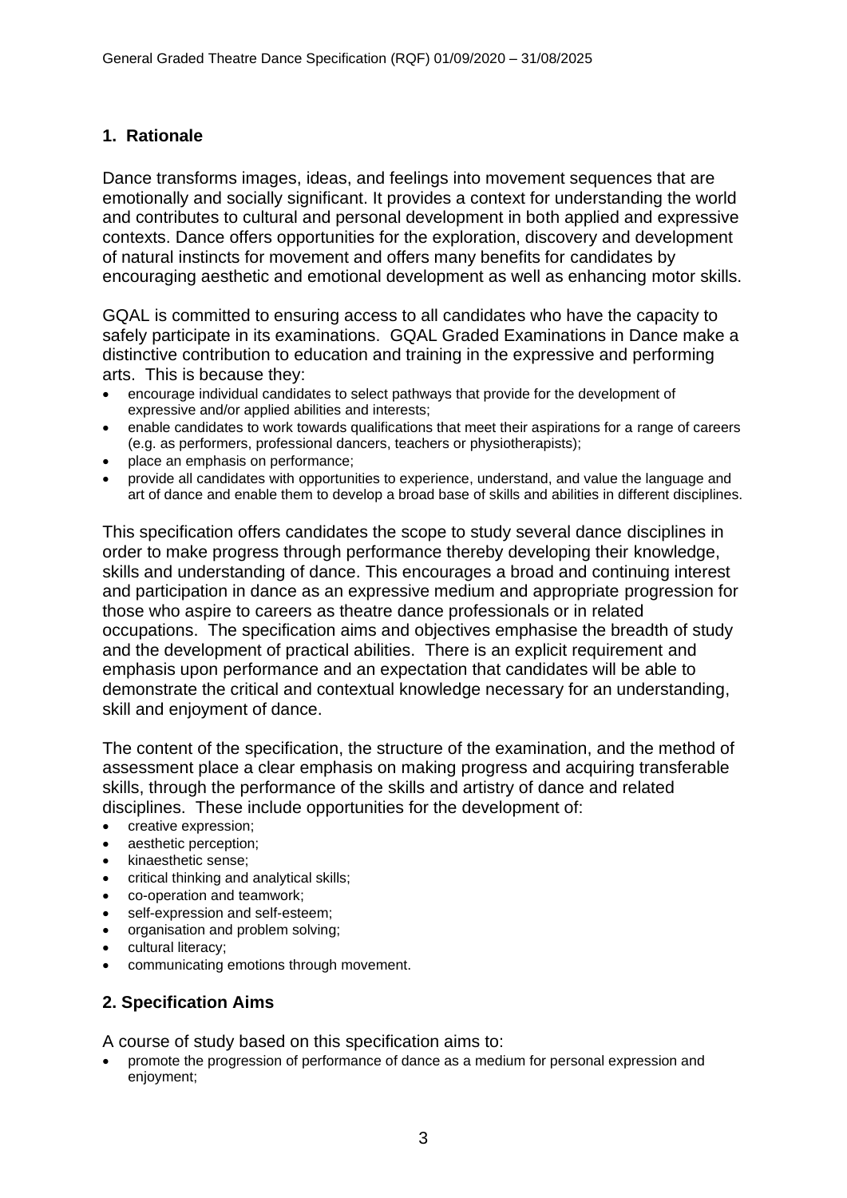## 1. Rationale

Dance transforms images, ideas, and feelings into movement sequences that are emotionally and socially significant. It provides a context for understanding the world and contributes to cultural and personal development in both applied and expressive contexts. Dance offers opportunities for the exploration, discovery and development of natural instincts for movement and offers many benefits for candidates by encouraging aesthetic and emotional development as well as enhancing motor skills.

GQAL is committed to ensuring access to all candidates who have the capacity to safely participate in its examinations. GQAL Graded Examinations in Dance make a distinctive contribution to education and training in the expressive and performing arts. This is because they:

- encourage individual candidates to select pathways that provide for the development of expressive and/or applied abilities and interests;
- enable candidates to work towards qualifications that meet their aspirations for a range of careers (e.g. as performers, professional dancers, teachers or physiotherapists);
- place an emphasis on performance;
- provide all candidates with opportunities to experience, understand, and value the language and art of dance and enable them to develop a broad base of skills and abilities in different disciplines.

This specification offers candidates the scope to study several dance disciplines in order to make progress through performance thereby developing their knowledge, skills and understanding of dance. This encourages a broad and continuing interest and participation in dance as an expressive medium and appropriate progression for those who aspire to careers as theatre dance professionals or in related occupations. The specification aims and objectives emphasise the breadth of study and the development of practical abilities. There is an explicit requirement and emphasis upon performance and an expectation that candidates will be able to demonstrate the critical and contextual knowledge necessary for an understanding, skill and enjoyment of dance.

The content of the specification, the structure of the examination, and the method of assessment place a clear emphasis on making progress and acquiring transferable skills, through the performance of the skills and artistry of dance and related disciplines. These include opportunities for the development of:

- creative expression;
- aesthetic perception;
- kinaesthetic sense;
- critical thinking and analytical skills;
- co-operation and teamwork;
- self-expression and self-esteem;
- organisation and problem solving;
- cultural literacy;
- communicating emotions through movement.

## 2. Specification Aims

A course of study based on this specification aims to:

- promote the progression of performance of dance as a medium for personal expression and enjoyment;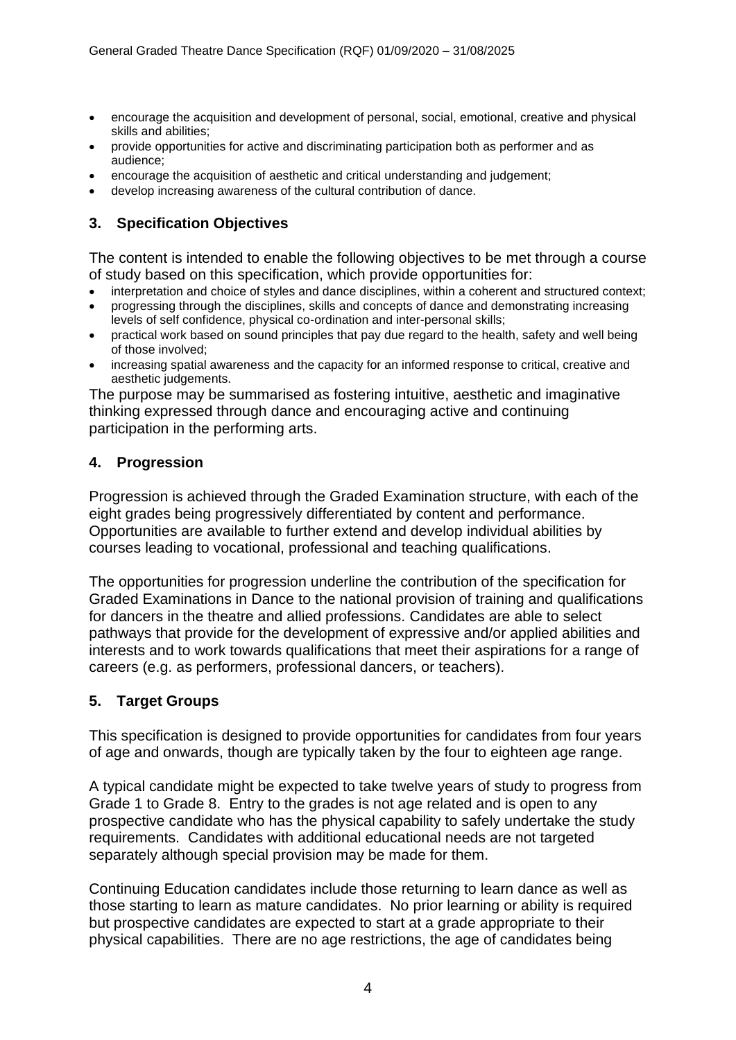- encourage the acquisition and development of personal, social, emotional, creative and physical skills and abilities;
- provide opportunities for active and discriminating participation both as performer and as audience;
- encourage the acquisition of aesthetic and critical understanding and judgement;
- develop increasing awareness of the cultural contribution of dance.

## 3. Specification Objectives

The content is intended to enable the following objectives to be met through a course of study based on this specification, which provide opportunities for:

- interpretation and choice of styles and dance disciplines, within a coherent and structured context;
- progressing through the disciplines, skills and concepts of dance and demonstrating increasing levels of self confidence, physical co-ordination and inter-personal skills;
- practical work based on sound principles that pay due regard to the health, safety and well being of those involved;
- increasing spatial awareness and the capacity for an informed response to critical, creative and aesthetic judgements.

The purpose may be summarised as fostering intuitive, aesthetic and imaginative thinking expressed through dance and encouraging active and continuing participation in the performing arts.

## 4. Progression

Progression is achieved through the Graded Examination structure, with each of the eight grades being progressively differentiated by content and performance. Opportunities are available to further extend and develop individual abilities by courses leading to vocational, professional and teaching qualifications.

The opportunities for progression underline the contribution of the specification for Graded Examinations in Dance to the national provision of training and qualifications for dancers in the theatre and allied professions. Candidates are able to select pathways that provide for the development of expressive and/or applied abilities and interests and to work towards qualifications that meet their aspirations for a range of careers (e.g. as performers, professional dancers, or teachers).

## 5. Target Groups

This specification is designed to provide opportunities for candidates from four years of age and onwards, though are typically taken by the four to eighteen age range.

A typical candidate might be expected to take twelve years of study to progress from Grade 1 to Grade 8. Entry to the grades is not age related and is open to any prospective candidate who has the physical capability to safely undertake the study requirements. Candidates with additional educational needs are not targeted separately although special provision may be made for them.

Continuing Education candidates include those returning to learn dance as well as those starting to learn as mature candidates. No prior learning or ability is required but prospective candidates are expected to start at a grade appropriate to their physical capabilities. There are no age restrictions, the age of candidates being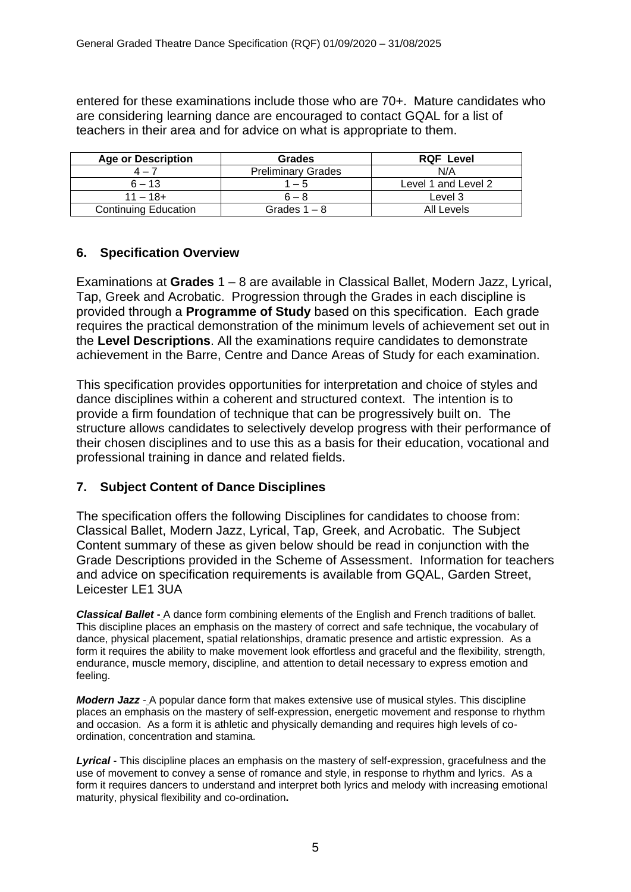entered for these examinations include those who are 70+. Mature candidates who are considering learning dance are encouraged to contact GQAL for a list of teachers in their area and for advice on what is appropriate to them.

| Age or Description | Grades | RQF Level |
| --- | --- | --- |
| 4 – 7 | Preliminary Grades | N/A |
| 6 – 13 | 1 – 5 | Level 1 and Level 2 |
| 11 – 18+ | 6 – 8 | Level 3 |
| Continuing Education | Grades 1 – 8 | All Levels |

## 6. Specification Overview

Examinations at **Grades** 1 – 8 are available in Classical Ballet, Modern Jazz, Lyrical, Tap, Greek and Acrobatic. Progression through the Grades in each discipline is provided through a **Programme of Study** based on this specification. Each grade requires the practical demonstration of the minimum levels of achievement set out in the **Level Descriptions**. All the examinations require candidates to demonstrate achievement in the Barre, Centre and Dance Areas of Study for each examination.

This specification provides opportunities for interpretation and choice of styles and dance disciplines within a coherent and structured context. The intention is to provide a firm foundation of technique that can be progressively built on. The structure allows candidates to selectively develop progress with their performance of their chosen disciplines and to use this as a basis for their education, vocational and professional training in dance and related fields.

## 7. Subject Content of Dance Disciplines

The specification offers the following Disciplines for candidates to choose from: Classical Ballet, Modern Jazz, Lyrical, Tap, Greek, and Acrobatic. The Subject Content summary of these as given below should be read in conjunction with the Grade Descriptions provided in the Scheme of Assessment. Information for teachers and advice on specification requirements is available from GQAL, Garden Street, Leicester LE1 3UA

***Classical Ballet -*** A dance form combining elements of the English and French traditions of ballet. This discipline places an emphasis on the mastery of correct and safe technique, the vocabulary of dance, physical placement, spatial relationships, dramatic presence and artistic expression. As a form it requires the ability to make movement look effortless and graceful and the flexibility, strength, endurance, muscle memory, discipline, and attention to detail necessary to express emotion and feeling.

***Modern Jazz*** - A popular dance form that makes extensive use of musical styles. This discipline places an emphasis on the mastery of self-expression, energetic movement and response to rhythm and occasion. As a form it is athletic and physically demanding and requires high levels of co-ordination, concentration and stamina.

***Lyrical*** - This discipline places an emphasis on the mastery of self-expression, gracefulness and the use of movement to convey a sense of romance and style, in response to rhythm and lyrics. As a form it requires dancers to understand and interpret both lyrics and melody with increasing emotional maturity, physical flexibility and co-ordination**.**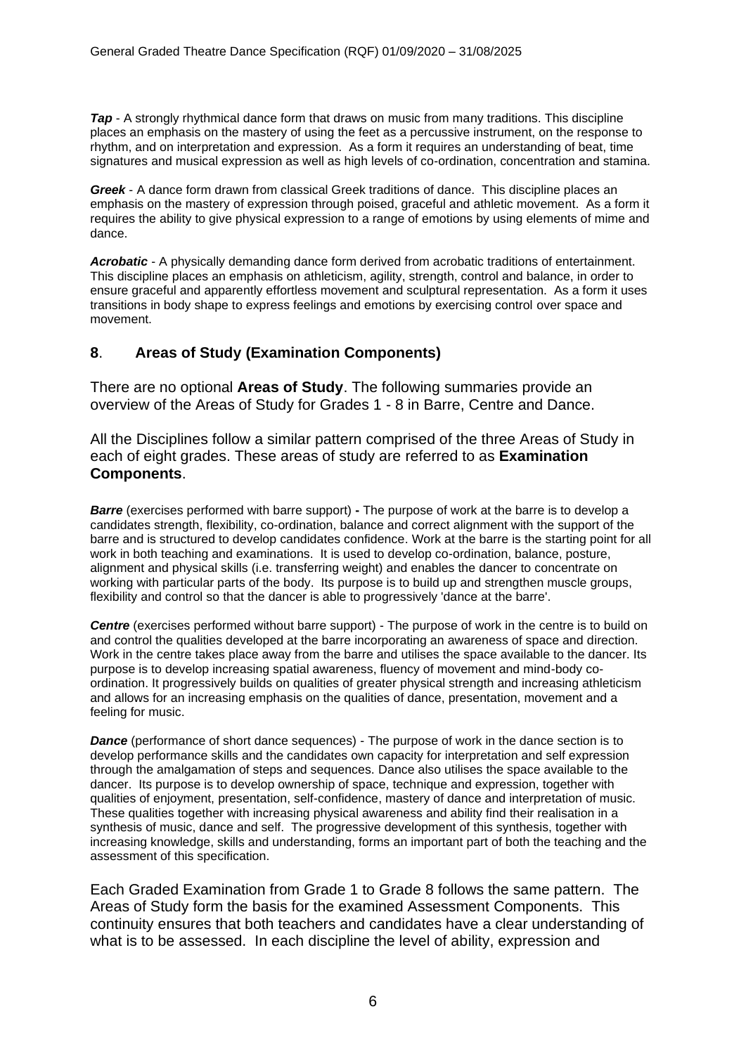***Tap*** - A strongly rhythmical dance form that draws on music from many traditions. This discipline places an emphasis on the mastery of using the feet as a percussive instrument, on the response to rhythm, and on interpretation and expression. As a form it requires an understanding of beat, time signatures and musical expression as well as high levels of co-ordination, concentration and stamina.

***Greek*** - A dance form drawn from classical Greek traditions of dance. This discipline places an emphasis on the mastery of expression through poised, graceful and athletic movement. As a form it requires the ability to give physical expression to a range of emotions by using elements of mime and dance.

***Acrobatic*** - A physically demanding dance form derived from acrobatic traditions of entertainment. This discipline places an emphasis on athleticism, agility, strength, control and balance, in order to ensure graceful and apparently effortless movement and sculptural representation. As a form it uses transitions in body shape to express feelings and emotions by exercising control over space and movement.

## 8. Areas of Study (Examination Components)

There are no optional **Areas of Study**. The following summaries provide an overview of the Areas of Study for Grades 1 - 8 in Barre, Centre and Dance.

All the Disciplines follow a similar pattern comprised of the three Areas of Study in each of eight grades. These areas of study are referred to as **Examination Components**.

***Barre*** (exercises performed with barre support) **-** The purpose of work at the barre is to develop a candidates strength, flexibility, co-ordination, balance and correct alignment with the support of the barre and is structured to develop candidates confidence. Work at the barre is the starting point for all work in both teaching and examinations. It is used to develop co-ordination, balance, posture, alignment and physical skills (i.e. transferring weight) and enables the dancer to concentrate on working with particular parts of the body. Its purpose is to build up and strengthen muscle groups, flexibility and control so that the dancer is able to progressively 'dance at the barre'.

***Centre*** (exercises performed without barre support) - The purpose of work in the centre is to build on and control the qualities developed at the barre incorporating an awareness of space and direction. Work in the centre takes place away from the barre and utilises the space available to the dancer. Its purpose is to develop increasing spatial awareness, fluency of movement and mind-body co-ordination. It progressively builds on qualities of greater physical strength and increasing athleticism and allows for an increasing emphasis on the qualities of dance, presentation, movement and a feeling for music.

***Dance*** (performance of short dance sequences) - The purpose of work in the dance section is to develop performance skills and the candidates own capacity for interpretation and self expression through the amalgamation of steps and sequences. Dance also utilises the space available to the dancer. Its purpose is to develop ownership of space, technique and expression, together with qualities of enjoyment, presentation, self-confidence, mastery of dance and interpretation of music. These qualities together with increasing physical awareness and ability find their realisation in a synthesis of music, dance and self. The progressive development of this synthesis, together with increasing knowledge, skills and understanding, forms an important part of both the teaching and the assessment of this specification.

Each Graded Examination from Grade 1 to Grade 8 follows the same pattern. The Areas of Study form the basis for the examined Assessment Components. This continuity ensures that both teachers and candidates have a clear understanding of what is to be assessed. In each discipline the level of ability, expression and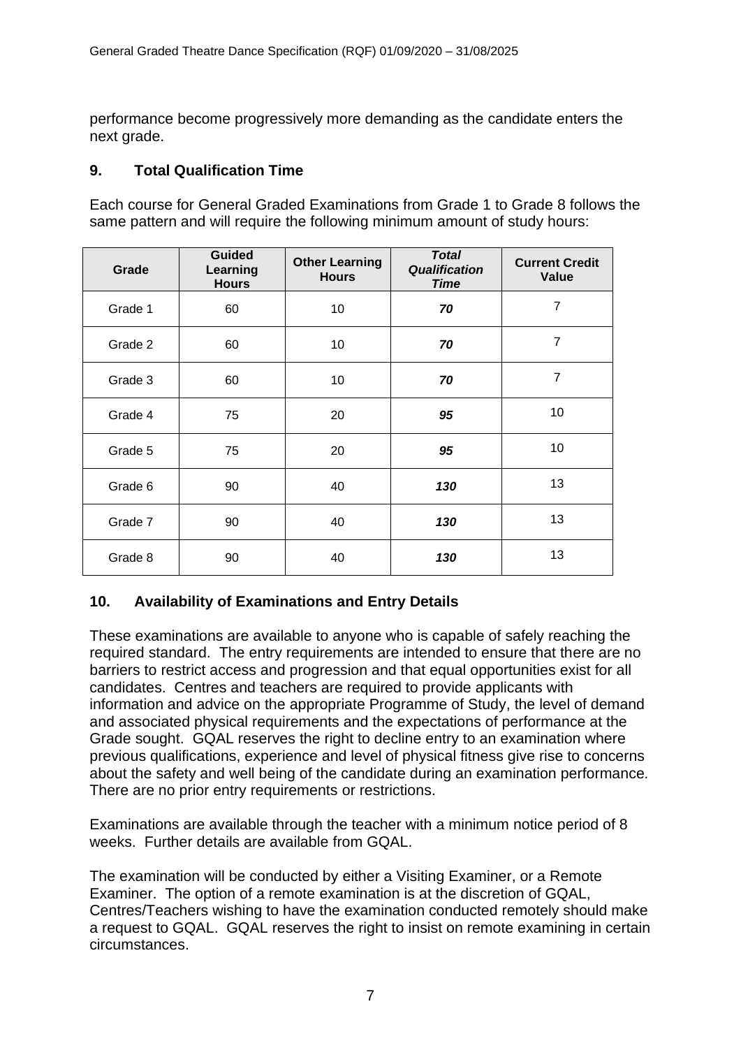performance become progressively more demanding as the candidate enters the next grade.

## 9. Total Qualification Time

Each course for General Graded Examinations from Grade 1 to Grade 8 follows the same pattern and will require the following minimum amount of study hours:

| Grade | Guided Learning Hours | Other Learning Hours | ***Total Qualification Time*** | Current Credit Value |
|---|---|---|---|---|
| Grade 1 | 60 | 10 | ***70*** | 7 |
| Grade 2 | 60 | 10 | ***70*** | 7 |
| Grade 3 | 60 | 10 | ***70*** | 7 |
| Grade 4 | 75 | 20 | ***95*** | 10 |
| Grade 5 | 75 | 20 | ***95*** | 10 |
| Grade 6 | 90 | 40 | ***130*** | 13 |
| Grade 7 | 90 | 40 | ***130*** | 13 |
| Grade 8 | 90 | 40 | ***130*** | 13 |

## 10. Availability of Examinations and Entry Details

These examinations are available to anyone who is capable of safely reaching the required standard. The entry requirements are intended to ensure that there are no barriers to restrict access and progression and that equal opportunities exist for all candidates. Centres and teachers are required to provide applicants with information and advice on the appropriate Programme of Study, the level of demand and associated physical requirements and the expectations of performance at the Grade sought. GQAL reserves the right to decline entry to an examination where previous qualifications, experience and level of physical fitness give rise to concerns about the safety and well being of the candidate during an examination performance. There are no prior entry requirements or restrictions.

Examinations are available through the teacher with a minimum notice period of 8 weeks. Further details are available from GQAL.

The examination will be conducted by either a Visiting Examiner, or a Remote Examiner. The option of a remote examination is at the discretion of GQAL, Centres/Teachers wishing to have the examination conducted remotely should make a request to GQAL. GQAL reserves the right to insist on remote examining in certain circumstances.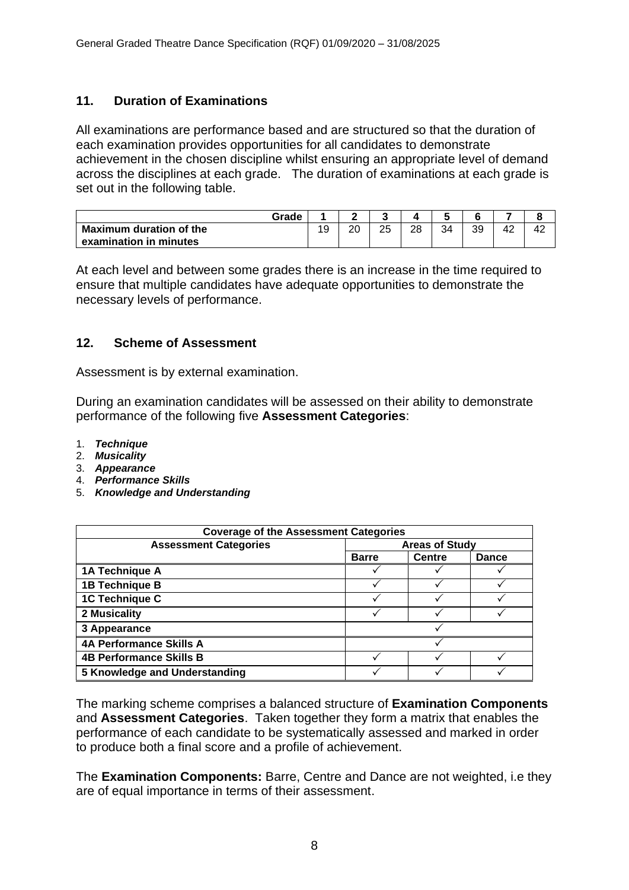## 11. Duration of Examinations

All examinations are performance based and are structured so that the duration of each examination provides opportunities for all candidates to demonstrate achievement in the chosen discipline whilst ensuring an appropriate level of demand across the disciplines at each grade. The duration of examinations at each grade is set out in the following table.

| Grade | 1 | 2 | 3 | 4 | 5 | 6 | 7 | 8 |
|---|---|---|---|---|---|---|---|---|
| **Maximum duration of the examination in minutes** | 19 | 20 | 25 | 28 | 34 | 39 | 42 | 42 |

At each level and between some grades there is an increase in the time required to ensure that multiple candidates have adequate opportunities to demonstrate the necessary levels of performance.

## 12. Scheme of Assessment

Assessment is by external examination.

During an examination candidates will be assessed on their ability to demonstrate performance of the following five **Assessment Categories**:

1. ***Technique***
2. ***Musicality***
3. ***Appearance***
4. ***Performance Skills***
5. ***Knowledge and Understanding***

| Coverage of the Assessment Categories | | | |
|---|---|---|---|
| **Assessment Categories** | **Areas of Study** | | |
| | **Barre** | **Centre** | **Dance** |
| **1A Technique A** | ✓ | ✓ | ✓ |
| **1B Technique B** | ✓ | ✓ | ✓ |
| **1C Technique C** | ✓ | ✓ | ✓ |
| **2 Musicality** | ✓ | ✓ | ✓ |
| **3 Appearance** | ✓ | | |
| **4A Performance Skills A** | ✓ | | |
| **4B Performance Skills B** | ✓ | ✓ | ✓ |
| **5 Knowledge and Understanding** | ✓ | ✓ | ✓ |

The marking scheme comprises a balanced structure of **Examination Components** and **Assessment Categories**. Taken together they form a matrix that enables the performance of each candidate to be systematically assessed and marked in order to produce both a final score and a profile of achievement.

The **Examination Components:** Barre, Centre and Dance are not weighted, i.e they are of equal importance in terms of their assessment.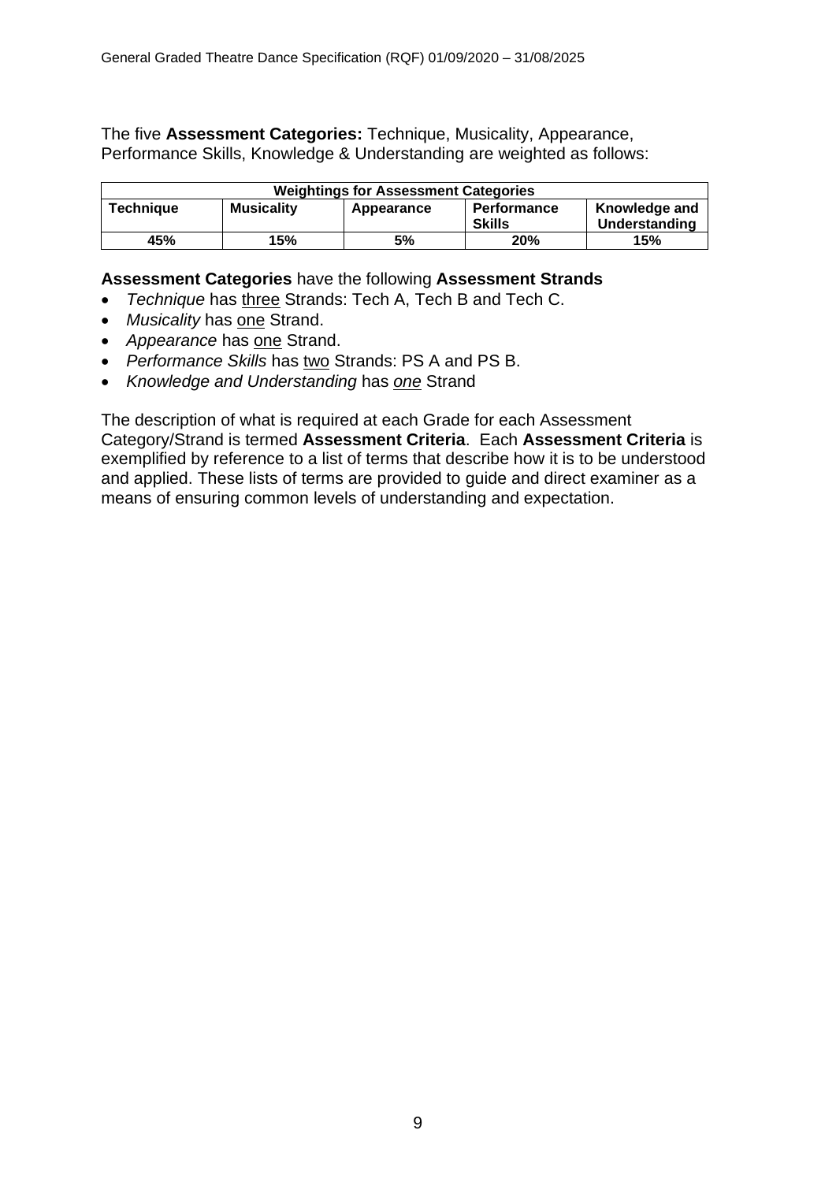The five **Assessment Categories:** Technique, Musicality, Appearance, Performance Skills, Knowledge & Understanding are weighted as follows:

| **Weightings for Assessment Categories** | | | | |
|---|---|---|---|---|
| **Technique** | **Musicality** | **Appearance** | **Performance Skills** | **Knowledge and Understanding** |
| **45%** | **15%** | **5%** | **20%** | **15%** |

**Assessment Categories** have the following **Assessment Strands**

- *Technique* has <u>three</u> Strands: Tech A, Tech B and Tech C.
- *Musicality* has <u>one</u> Strand.
- *Appearance* has <u>one</u> Strand.
- *Performance Skills* has <u>two</u> Strands: PS A and PS B.
- *Knowledge and Understanding* has <u>*one*</u> Strand

The description of what is required at each Grade for each Assessment Category/Strand is termed **Assessment Criteria**. Each **Assessment Criteria** is exemplified by reference to a list of terms that describe how it is to be understood and applied. These lists of terms are provided to guide and direct examiner as a means of ensuring common levels of understanding and expectation.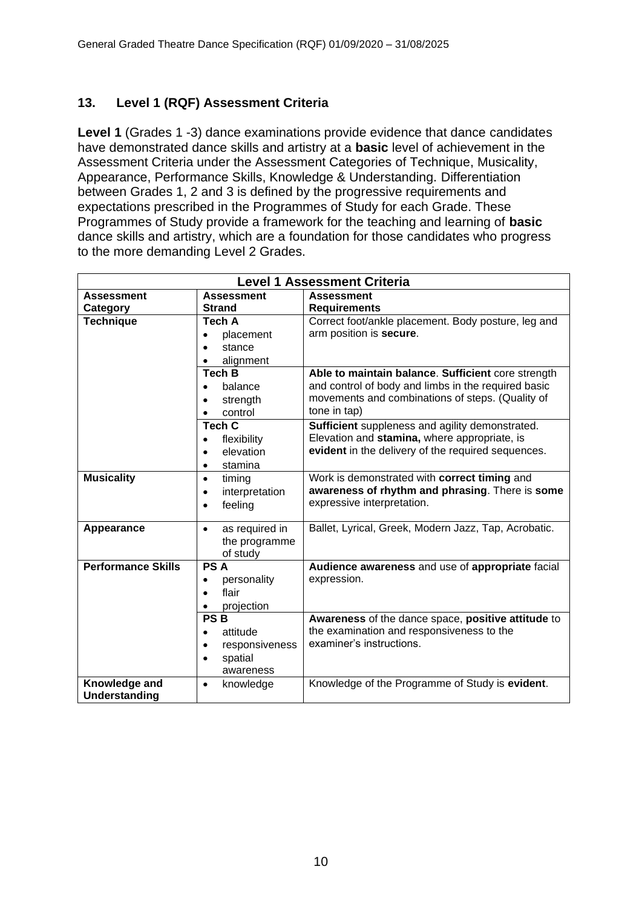## 13. Level 1 (RQF) Assessment Criteria

**Level 1** (Grades 1 -3) dance examinations provide evidence that dance candidates have demonstrated dance skills and artistry at a **basic** level of achievement in the Assessment Criteria under the Assessment Categories of Technique, Musicality, Appearance, Performance Skills, Knowledge & Understanding. Differentiation between Grades 1, 2 and 3 is defined by the progressive requirements and expectations prescribed in the Programmes of Study for each Grade. These Programmes of Study provide a framework for the teaching and learning of **basic** dance skills and artistry, which are a foundation for those candidates who progress to the more demanding Level 2 Grades.

| **Level 1 Assessment Criteria** | | |
|---|---|---|
| **Assessment Category** | **Assessment Strand** | **Assessment Requirements** |
| **Technique** | **Tech A**<br>• placement<br>• stance<br>• alignment | Correct foot/ankle placement. Body posture, leg and arm position is **secure**. |
| | **Tech B**<br>• balance<br>• strength<br>• control | **Able to maintain balance**. **Sufficient** core strength and control of body and limbs in the required basic movements and combinations of steps. (Quality of tone in tap) |
| | **Tech C**<br>• flexibility<br>• elevation<br>• stamina | **Sufficient** suppleness and agility demonstrated. Elevation and **stamina,** where appropriate, is **evident** in the delivery of the required sequences. |
| **Musicality** | • timing<br>• interpretation<br>• feeling | Work is demonstrated with **correct timing** and **awareness of rhythm and phrasing**. There is **some** expressive interpretation. |
| **Appearance** | • as required in the programme of study | Ballet, Lyrical, Greek, Modern Jazz, Tap, Acrobatic. |
| **Performance Skills** | **PS A**<br>• personality<br>• flair<br>• projection | **Audience awareness** and use of **appropriate** facial expression. |
| | **PS B**<br>• attitude<br>• responsiveness<br>• spatial awareness | **Awareness** of the dance space, **positive attitude** to the examination and responsiveness to the examiner's instructions. |
| **Knowledge and Understanding** | • knowledge | Knowledge of the Programme of Study is **evident**. |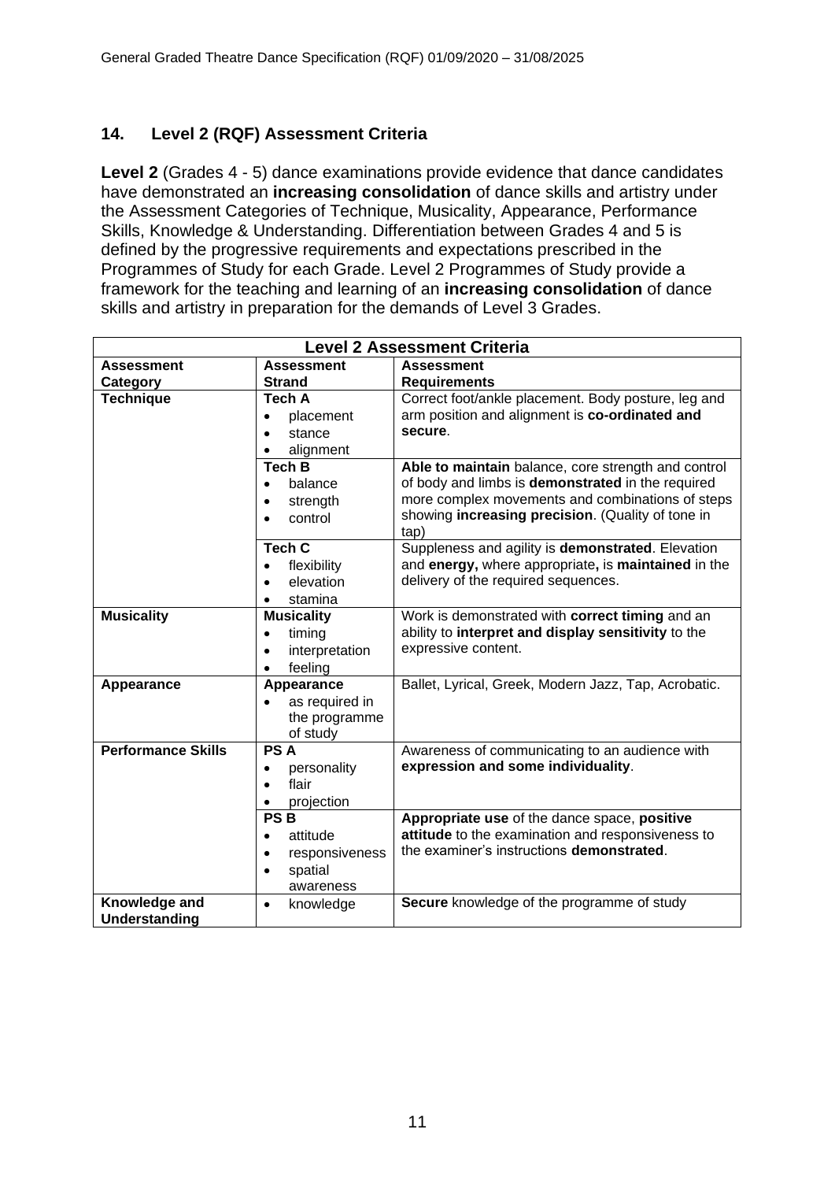## 14. Level 2 (RQF) Assessment Criteria

**Level 2** (Grades 4 - 5) dance examinations provide evidence that dance candidates have demonstrated an **increasing consolidation** of dance skills and artistry under the Assessment Categories of Technique, Musicality, Appearance, Performance Skills, Knowledge & Understanding. Differentiation between Grades 4 and 5 is defined by the progressive requirements and expectations prescribed in the Programmes of Study for each Grade. Level 2 Programmes of Study provide a framework for the teaching and learning of an **increasing consolidation** of dance skills and artistry in preparation for the demands of Level 3 Grades.

| **Level 2 Assessment Criteria** | | |
|---|---|---|
| **Assessment Category** | **Assessment Strand** | **Assessment Requirements** |
| **Technique** | **Tech A**<br>• placement<br>• stance<br>• alignment | Correct foot/ankle placement. Body posture, leg and arm position and alignment is **co-ordinated and secure**. |
| | **Tech B**<br>• balance<br>• strength<br>• control | **Able to maintain** balance, core strength and control of body and limbs is **demonstrated** in the required more complex movements and combinations of steps showing **increasing precision**. (Quality of tone in tap) |
| | **Tech C**<br>• flexibility<br>• elevation<br>• stamina | Suppleness and agility is **demonstrated**. Elevation and **energy,** where appropriate**,** is **maintained** in the delivery of the required sequences. |
| **Musicality** | **Musicality**<br>• timing<br>• interpretation<br>• feeling | Work is demonstrated with **correct timing** and an ability to **interpret and display sensitivity** to the expressive content. |
| **Appearance** | **Appearance**<br>• as required in the programme of study | Ballet, Lyrical, Greek, Modern Jazz, Tap, Acrobatic. |
| **Performance Skills** | **PS A**<br>• personality<br>• flair<br>• projection | Awareness of communicating to an audience with **expression and some individuality**. |
| | **PS B**<br>• attitude<br>• responsiveness<br>• spatial awareness | **Appropriate use** of the dance space, **positive attitude** to the examination and responsiveness to the examiner's instructions **demonstrated**. |
| **Knowledge and Understanding** | • knowledge | **Secure** knowledge of the programme of study |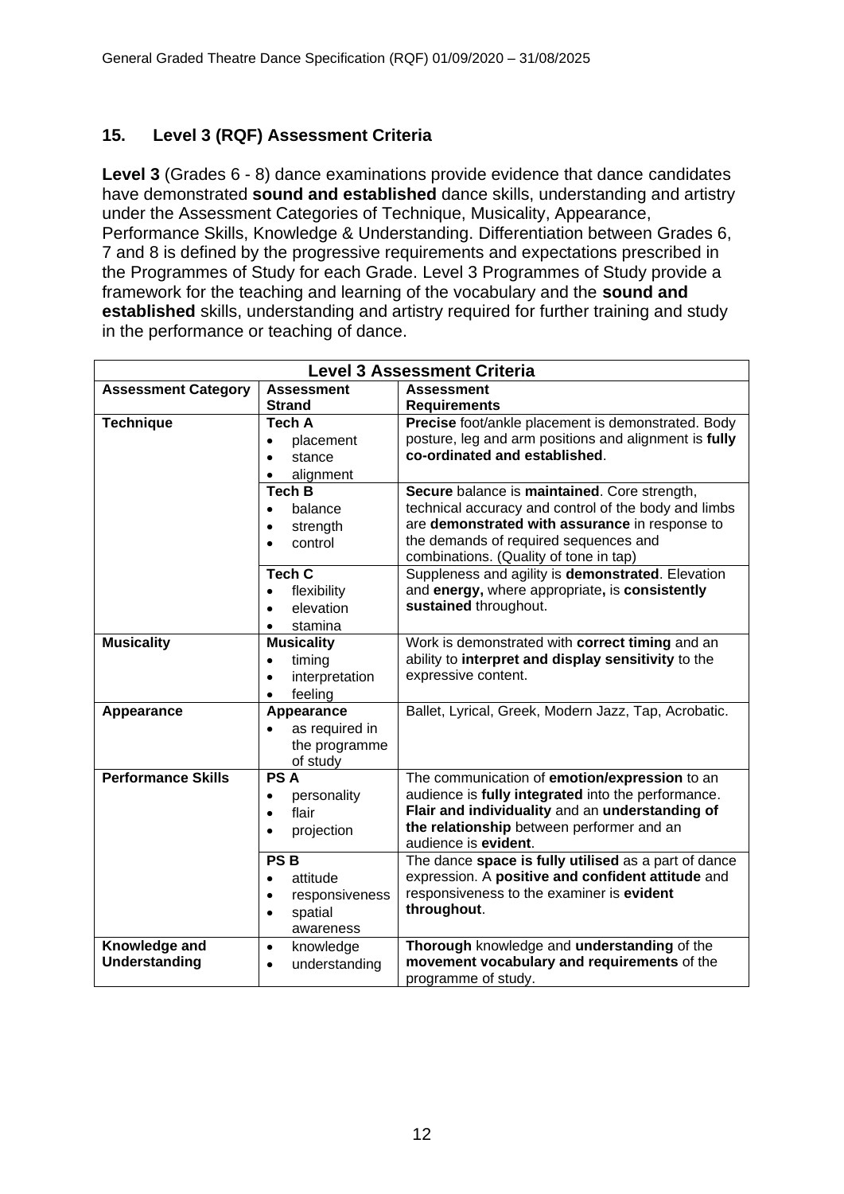## 15. Level 3 (RQF) Assessment Criteria

**Level 3** (Grades 6 - 8) dance examinations provide evidence that dance candidates have demonstrated **sound and established** dance skills, understanding and artistry under the Assessment Categories of Technique, Musicality, Appearance, Performance Skills, Knowledge & Understanding. Differentiation between Grades 6, 7 and 8 is defined by the progressive requirements and expectations prescribed in the Programmes of Study for each Grade. Level 3 Programmes of Study provide a framework for the teaching and learning of the vocabulary and the **sound and established** skills, understanding and artistry required for further training and study in the performance or teaching of dance.

| **Level 3 Assessment Criteria** | | |
|---|---|---|
| **Assessment Category** | **Assessment Strand** | **Assessment Requirements** |
| **Technique** | **Tech A**<br>• placement<br>• stance<br>• alignment | **Precise** foot/ankle placement is demonstrated. Body posture, leg and arm positions and alignment is **fully co-ordinated and established**. |
| | **Tech B**<br>• balance<br>• strength<br>• control | **Secure** balance is **maintained**. Core strength, technical accuracy and control of the body and limbs are **demonstrated with assurance** in response to the demands of required sequences and combinations. (Quality of tone in tap) |
| | **Tech C**<br>• flexibility<br>• elevation<br>• stamina | Suppleness and agility is **demonstrated**. Elevation and **energy,** where appropriate**,** is **consistently sustained** throughout. |
| **Musicality** | **Musicality**<br>• timing<br>• interpretation<br>• feeling | Work is demonstrated with **correct timing** and an ability to **interpret and display sensitivity** to the expressive content. |
| **Appearance** | **Appearance**<br>• as required in the programme of study | Ballet, Lyrical, Greek, Modern Jazz, Tap, Acrobatic. |
| **Performance Skills** | **PS A**<br>• personality<br>• flair<br>• projection | The communication of **emotion/expression** to an audience is **fully integrated** into the performance. **Flair and individuality** and an **understanding of the relationship** between performer and an audience is **evident**. |
| | **PS B**<br>• attitude<br>• responsiveness<br>• spatial awareness | The dance **space is fully utilised** as a part of dance expression. A **positive and confident attitude** and responsiveness to the examiner is **evident throughout**. |
| **Knowledge and Understanding** | • knowledge<br>• understanding | **Thorough** knowledge and **understanding** of the **movement vocabulary and requirements** of the programme of study. |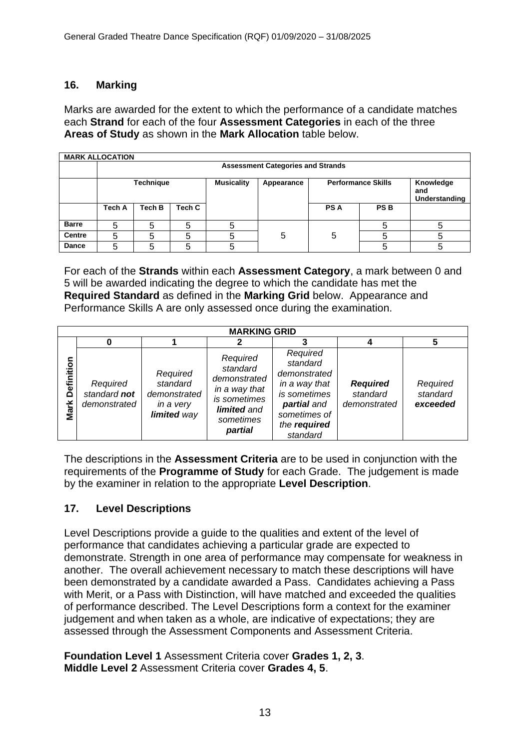## 16. Marking

Marks are awarded for the extent to which the performance of a candidate matches each **Strand** for each of the four **Assessment Categories** in each of the three **Areas of Study** as shown in the **Mark Allocation** table below.

| MARK ALLOCATION | | | | | | | | |
|---|---|---|---|---|---|---|---|---|
| | **Assessment Categories and Strands** | | | | | | | |
| | **Technique** | | | **Musicality** | **Appearance** | **Performance Skills** | | **Knowledge and Understanding** |
| | **Tech A** | **Tech B** | **Tech C** | | | **PS A** | **PS B** | |
| **Barre** | 5 | 5 | 5 | 5 | | | 5 | 5 |
| **Centre** | 5 | 5 | 5 | 5 | 5 | 5 | 5 | 5 |
| **Dance** | 5 | 5 | 5 | 5 | | | 5 | 5 |

For each of the **Strands** within each **Assessment Category**, a mark between 0 and 5 will be awarded indicating the degree to which the candidate has met the **Required Standard** as defined in the **Marking Grid** below. Appearance and Performance Skills A are only assessed once during the examination.

| MARKING GRID | | | | | | |
|---|---|---|---|---|---|---|
| | **0** | **1** | **2** | **3** | **4** | **5** |
| **Mark Definition** | *Required standard **not** demonstrated* | *Required standard demonstrated in a very **limited** way* | *Required standard demonstrated in a way that is sometimes **limited** and sometimes **partial*** | *Required standard demonstrated in a way that is sometimes **partial** and sometimes of the **required** standard* | ***Required** standard demonstrated* | *Required standard **exceeded*** |

The descriptions in the **Assessment Criteria** are to be used in conjunction with the requirements of the **Programme of Study** for each Grade. The judgement is made by the examiner in relation to the appropriate **Level Description**.

## 17. Level Descriptions

Level Descriptions provide a guide to the qualities and extent of the level of performance that candidates achieving a particular grade are expected to demonstrate. Strength in one area of performance may compensate for weakness in another. The overall achievement necessary to match these descriptions will have been demonstrated by a candidate awarded a Pass. Candidates achieving a Pass with Merit, or a Pass with Distinction, will have matched and exceeded the qualities of performance described. The Level Descriptions form a context for the examiner judgement and when taken as a whole, are indicative of expectations; they are assessed through the Assessment Components and Assessment Criteria.

**Foundation Level 1** Assessment Criteria cover **Grades 1, 2, 3**.
**Middle Level 2** Assessment Criteria cover **Grades 4, 5**.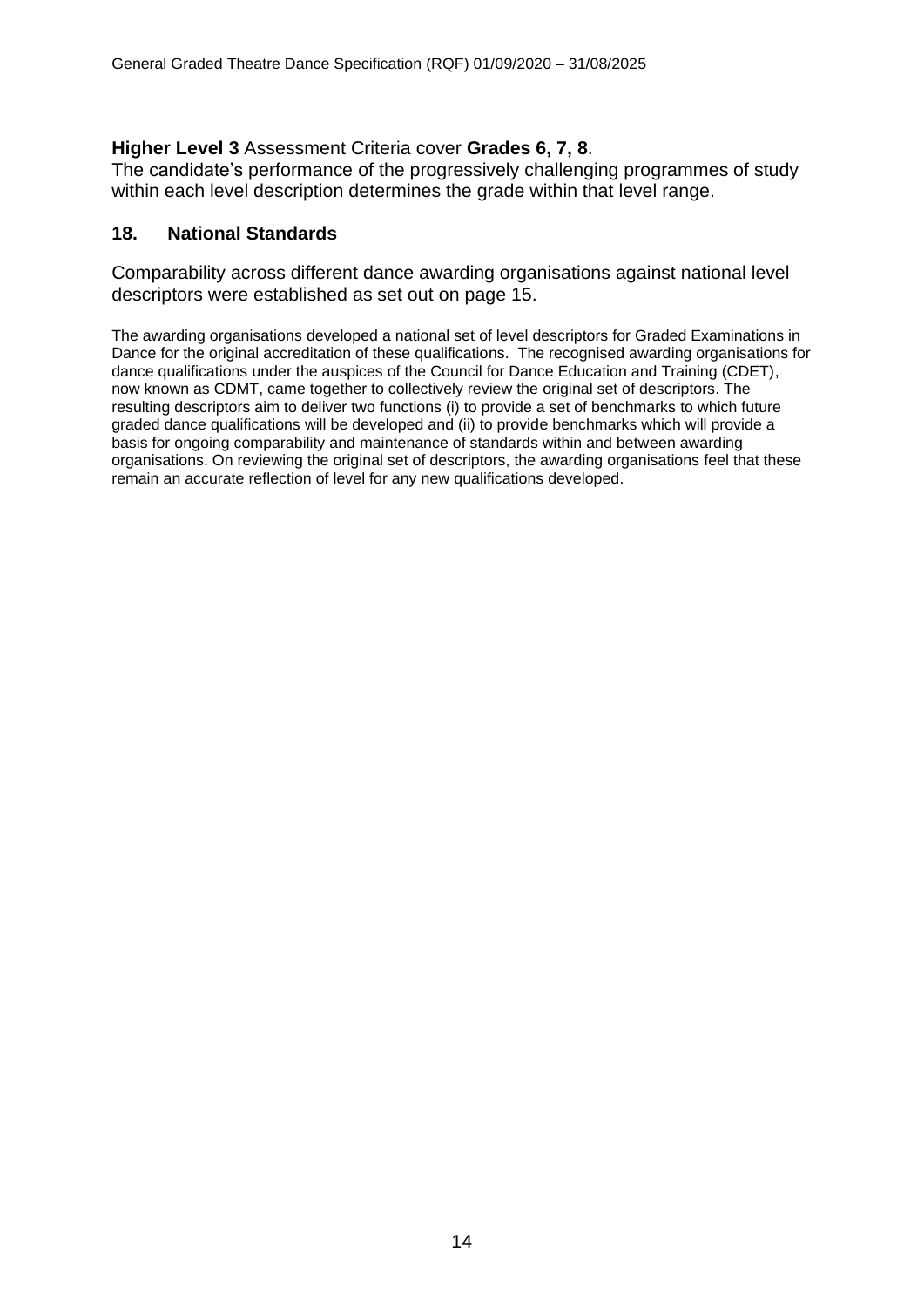**Higher Level 3** Assessment Criteria cover **Grades 6, 7, 8**.
The candidate's performance of the progressively challenging programmes of study within each level description determines the grade within that level range.

## 18. National Standards

Comparability across different dance awarding organisations against national level descriptors were established as set out on page 15.

The awarding organisations developed a national set of level descriptors for Graded Examinations in Dance for the original accreditation of these qualifications. The recognised awarding organisations for dance qualifications under the auspices of the Council for Dance Education and Training (CDET), now known as CDMT, came together to collectively review the original set of descriptors. The resulting descriptors aim to deliver two functions (i) to provide a set of benchmarks to which future graded dance qualifications will be developed and (ii) to provide benchmarks which will provide a basis for ongoing comparability and maintenance of standards within and between awarding organisations. On reviewing the original set of descriptors, the awarding organisations feel that these remain an accurate reflection of level for any new qualifications developed.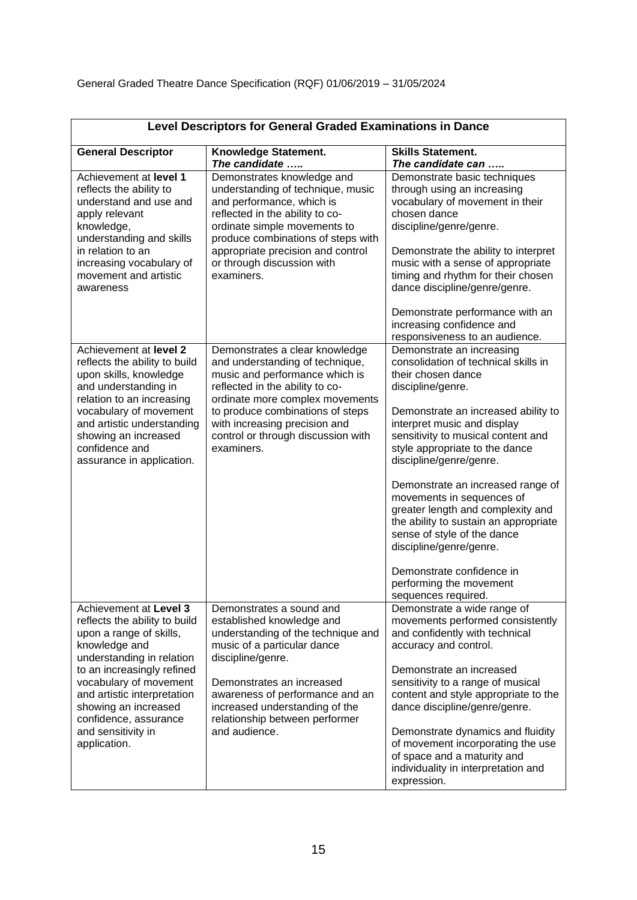General Graded Theatre Dance Specification (RQF) 01/06/2019 – 31/05/2024

| Level Descriptors for General Graded Examinations in Dance | | |
|---|---|---|
| **General Descriptor** | **Knowledge Statement.** ***The candidate …..*** | **Skills Statement.** ***The candidate can …..*** |
| Achievement at **level 1** reflects the ability to understand and use and apply relevant knowledge, understanding and skills in relation to an increasing vocabulary of movement and artistic awareness | Demonstrates knowledge and understanding of technique, music and performance, which is reflected in the ability to co-ordinate simple movements to produce combinations of steps with appropriate precision and control or through discussion with examiners. | Demonstrate basic techniques through using an increasing vocabulary of movement in their chosen dance discipline/genre/genre.<br><br>Demonstrate the ability to interpret music with a sense of appropriate timing and rhythm for their chosen dance discipline/genre/genre.<br><br>Demonstrate performance with an increasing confidence and responsiveness to an audience. |
| Achievement at **level 2** reflects the ability to build upon skills, knowledge and understanding in relation to an increasing vocabulary of movement and artistic understanding showing an increased confidence and assurance in application. | Demonstrates a clear knowledge and understanding of technique, music and performance which is reflected in the ability to co-ordinate more complex movements to produce combinations of steps with increasing precision and control or through discussion with examiners. | Demonstrate an increasing consolidation of technical skills in their chosen dance discipline/genre.<br><br>Demonstrate an increased ability to interpret music and display sensitivity to musical content and style appropriate to the dance discipline/genre/genre.<br><br>Demonstrate an increased range of movements in sequences of greater length and complexity and the ability to sustain an appropriate sense of style of the dance discipline/genre/genre.<br><br>Demonstrate confidence in performing the movement sequences required. |
| Achievement at **Level 3** reflects the ability to build upon a range of skills, knowledge and understanding in relation to an increasingly refined vocabulary of movement and artistic interpretation showing an increased confidence, assurance and sensitivity in application. | Demonstrates a sound and established knowledge and understanding of the technique and music of a particular dance discipline/genre.<br><br>Demonstrates an increased awareness of performance and an increased understanding of the relationship between performer and audience. | Demonstrate a wide range of movements performed consistently and confidently with technical accuracy and control.<br><br>Demonstrate an increased sensitivity to a range of musical content and style appropriate to the dance discipline/genre/genre.<br><br>Demonstrate dynamics and fluidity of movement incorporating the use of space and a maturity and individuality in interpretation and expression. |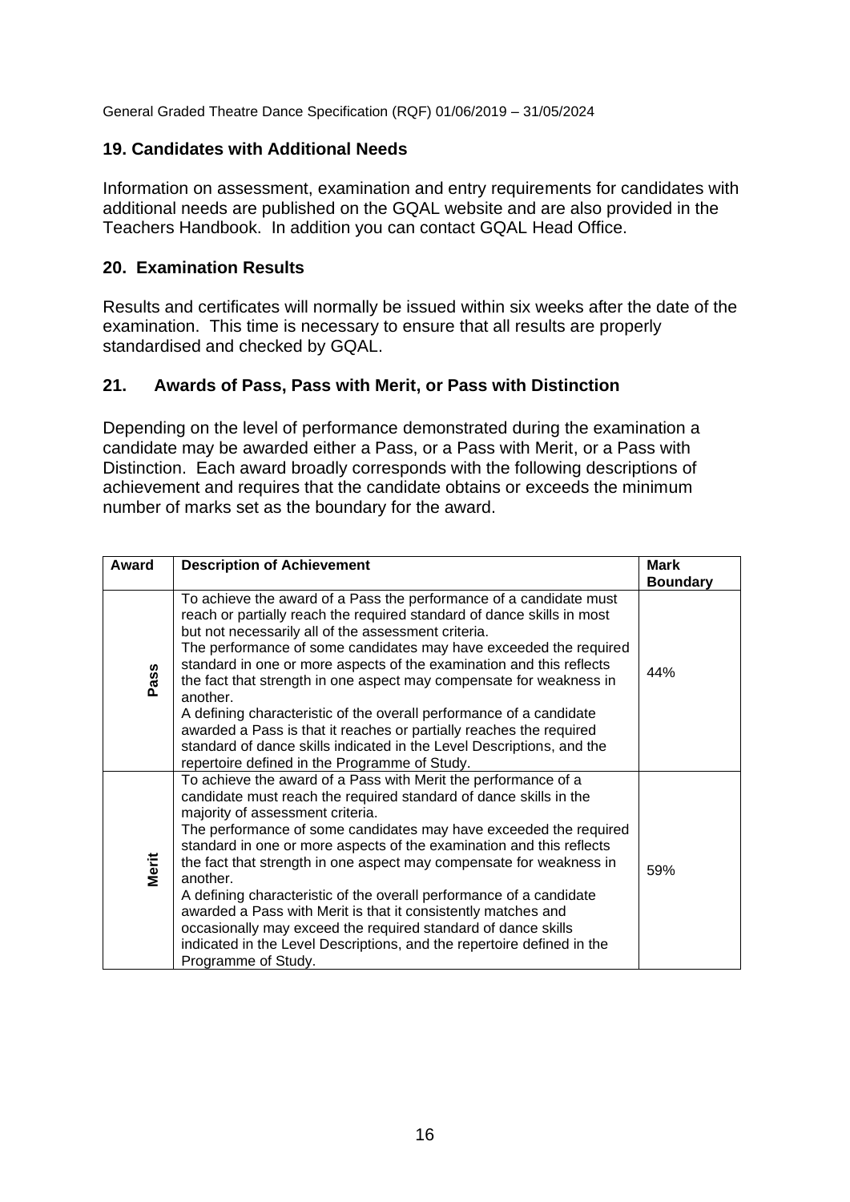## 19. Candidates with Additional Needs

Information on assessment, examination and entry requirements for candidates with additional needs are published on the GQAL website and are also provided in the Teachers Handbook. In addition you can contact GQAL Head Office.

## 20. Examination Results

Results and certificates will normally be issued within six weeks after the date of the examination. This time is necessary to ensure that all results are properly standardised and checked by GQAL.

## 21. Awards of Pass, Pass with Merit, or Pass with Distinction

Depending on the level of performance demonstrated during the examination a candidate may be awarded either a Pass, or a Pass with Merit, or a Pass with Distinction. Each award broadly corresponds with the following descriptions of achievement and requires that the candidate obtains or exceeds the minimum number of marks set as the boundary for the award.

| Award | Description of Achievement | Mark Boundary |
|---|---|---|
| Pass | To achieve the award of a Pass the performance of a candidate must reach or partially reach the required standard of dance skills in most but not necessarily all of the assessment criteria.<br>The performance of some candidates may have exceeded the required standard in one or more aspects of the examination and this reflects the fact that strength in one aspect may compensate for weakness in another.<br>A defining characteristic of the overall performance of a candidate awarded a Pass is that it reaches or partially reaches the required standard of dance skills indicated in the Level Descriptions, and the repertoire defined in the Programme of Study. | 44% |
| Merit | To achieve the award of a Pass with Merit the performance of a candidate must reach the required standard of dance skills in the majority of assessment criteria.<br>The performance of some candidates may have exceeded the required standard in one or more aspects of the examination and this reflects the fact that strength in one aspect may compensate for weakness in another.<br>A defining characteristic of the overall performance of a candidate awarded a Pass with Merit is that it consistently matches and occasionally may exceed the required standard of dance skills indicated in the Level Descriptions, and the repertoire defined in the Programme of Study. | 59% |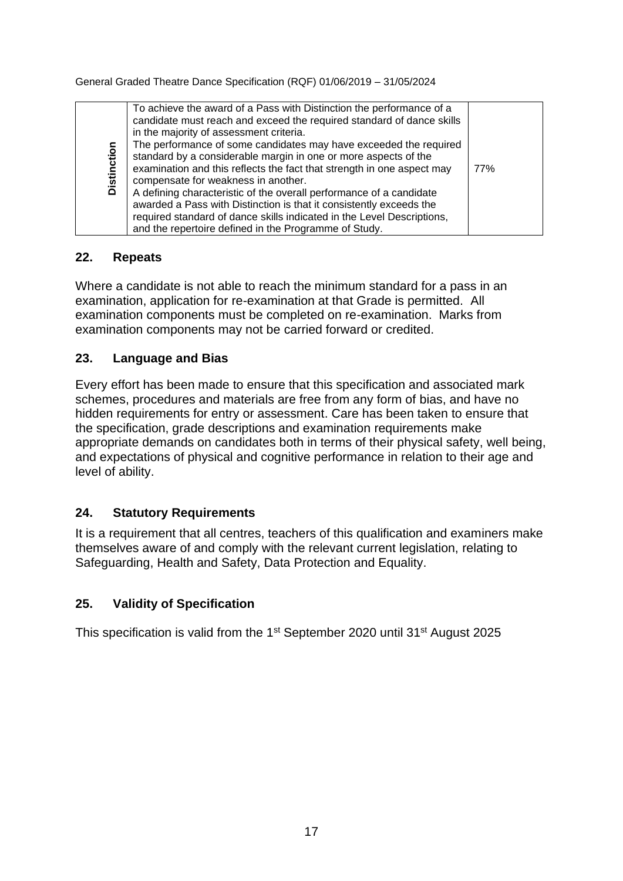| | | |
|---|---|---|
| **Distinction** | To achieve the award of a Pass with Distinction the performance of a candidate must reach and exceed the required standard of dance skills in the majority of assessment criteria.<br>The performance of some candidates may have exceeded the required standard by a considerable margin in one or more aspects of the examination and this reflects the fact that strength in one aspect may compensate for weakness in another.<br>A defining characteristic of the overall performance of a candidate awarded a Pass with Distinction is that it consistently exceeds the required standard of dance skills indicated in the Level Descriptions, and the repertoire defined in the Programme of Study. | 77% |

## 22. Repeats

Where a candidate is not able to reach the minimum standard for a pass in an examination, application for re-examination at that Grade is permitted. All examination components must be completed on re-examination. Marks from examination components may not be carried forward or credited.

## 23. Language and Bias

Every effort has been made to ensure that this specification and associated mark schemes, procedures and materials are free from any form of bias, and have no hidden requirements for entry or assessment. Care has been taken to ensure that the specification, grade descriptions and examination requirements make appropriate demands on candidates both in terms of their physical safety, well being, and expectations of physical and cognitive performance in relation to their age and level of ability.

## 24. Statutory Requirements

It is a requirement that all centres, teachers of this qualification and examiners make themselves aware of and comply with the relevant current legislation, relating to Safeguarding, Health and Safety, Data Protection and Equality.

## 25. Validity of Specification

This specification is valid from the 1st September 2020 until 31st August 2025